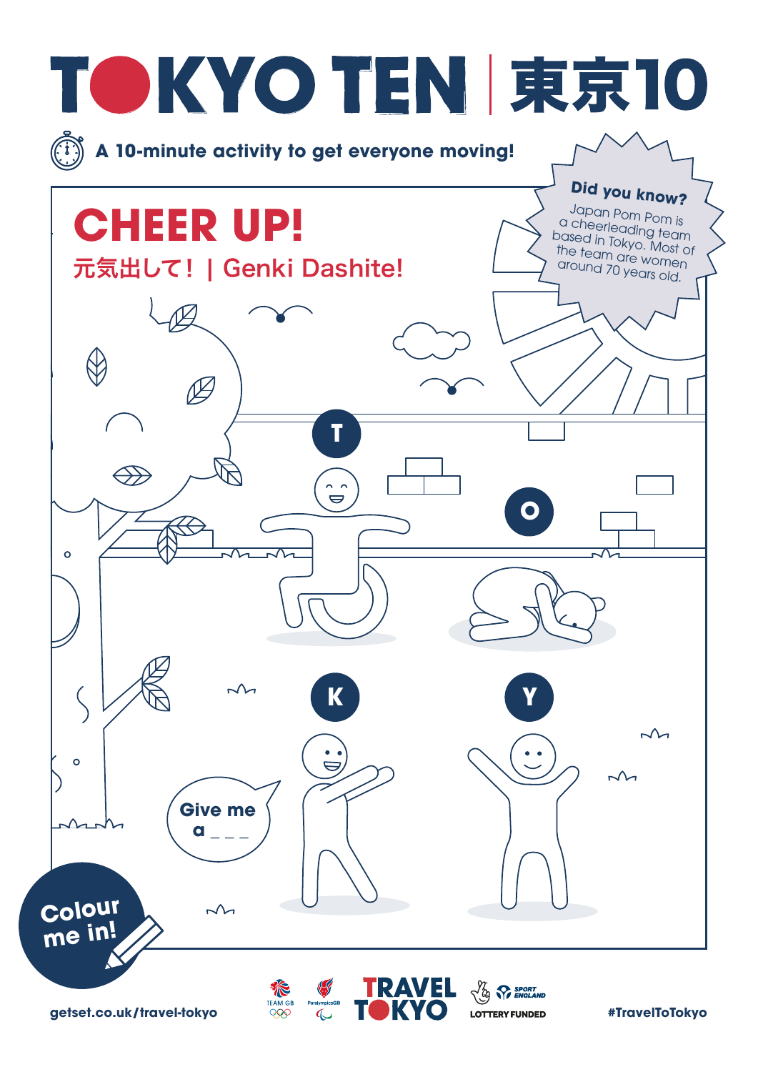# TOKYO TEN | 東京10

A 10-minute activity to get everyone moving!

## CHEER UP!

元気出して！ | Genki Dashite!

**Did you know?**

Japan Pom Pom is a cheerleading team based in Tokyo. Most of the team are women around 70 years old.

T

O

K

Y

Give me a _ _ _

Colour me in!

getset.co.uk/travel-tokyo

TEAM GB · ParalympicsGB · TRAVEL TOKYO · SPORT ENGLAND · LOTTERY FUNDED

#TravelToTokyo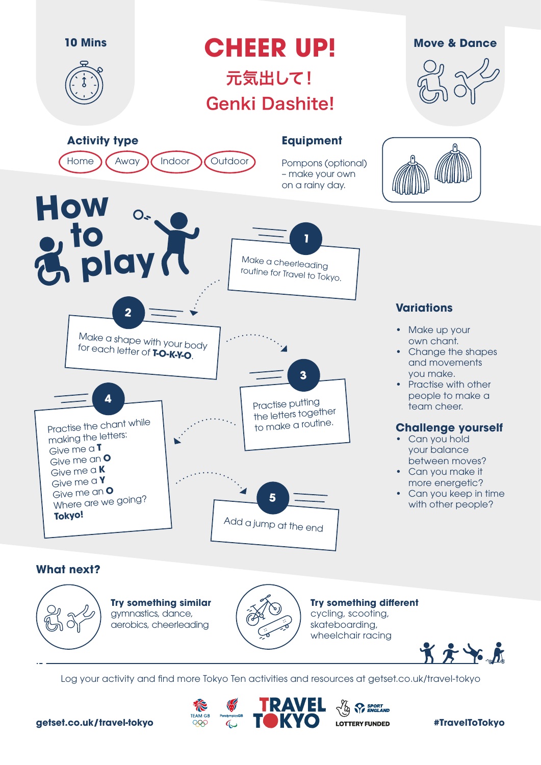10 Mins

# CHEER UP!

## 元気出して！

## Genki Dashite!

Move & Dance

### Activity type

Home | Away | Indoor | Outdoor

### Equipment

Pompons (optional) – make your own on a rainy day.

## How to play

1. Make a cheerleading routine for Travel to Tokyo.
2. Make a shape with your body for each letter of **T-O-K-Y-O**.
3. Practise putting the letters together to make a routine.
4. Practise the chant while making the letters:
   Give me a **T**
   Give me an **O**
   Give me a **K**
   Give me a **Y**
   Give me an **O**
   Where are we going?
   **Tokyo!**
5. Add a jump at the end

### Variations

- Make up your own chant.
- Change the shapes and movements you make.
- Practise with other people to make a team cheer.

### Challenge yourself

- Can you hold your balance between moves?
- Can you make it more energetic?
- Can you keep in time with other people?

### What next?

**Try something similar**
gymnastics, dance, aerobics, cheerleading

**Try something different**
cycling, scooting, skateboarding, wheelchair racing

Log your activity and find more Tokyo Ten activities and resources at getset.co.uk/travel-tokyo

**getset.co.uk/travel-tokyo**

TEAM GB · ParalympicsGB · TRAVEL TOKYO · SPORT ENGLAND · LOTTERY FUNDED

**#TravelToTokyo**